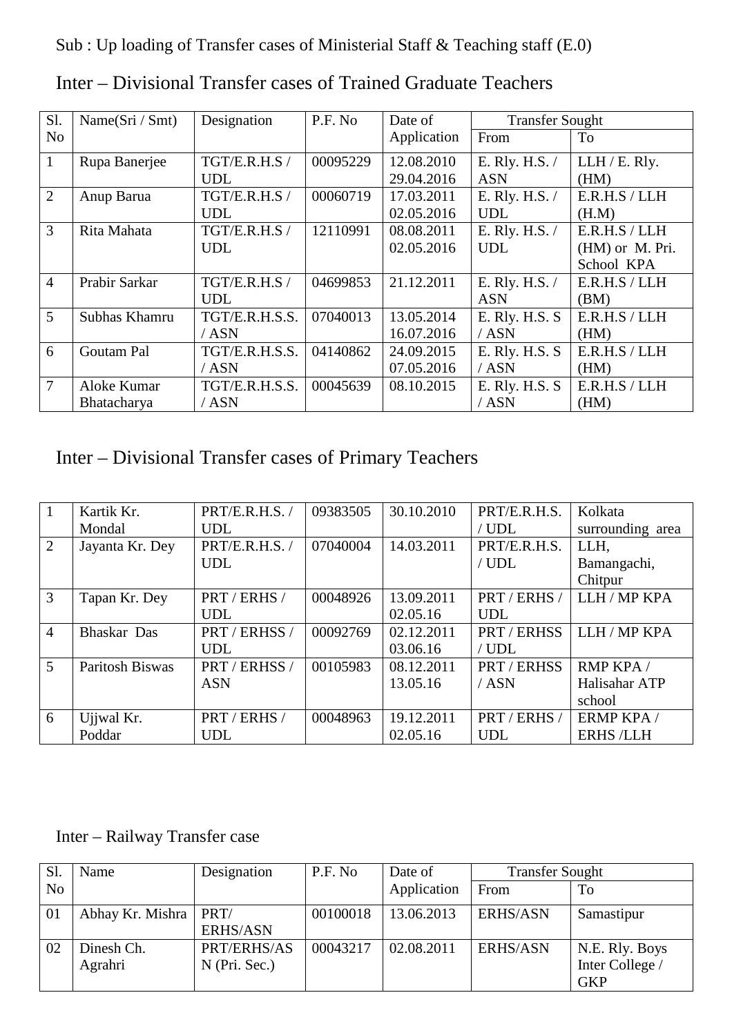Sub : Up loading of Transfer cases of Ministerial Staff & Teaching staff (E.0)

## Inter – Divisional Transfer cases of Trained Graduate Teachers

| Sl. No | Name(Sri / Smt) | Designation | P.F. No | Date of Application | Transfer Sought | |
|---|---|---|---|---|---|---|
| | | | | | From | To |
| 1 | Rupa Banerjee | TGT/E.R.H.S / UDL | 00095229 | 12.08.2010 29.04.2016 | E. Rly. H.S. / ASN | LLH / E. Rly. (HM) |
| 2 | Anup Barua | TGT/E.R.H.S / UDL | 00060719 | 17.03.2011 02.05.2016 | E. Rly. H.S. / UDL | E.R.H.S / LLH (H.M) |
| 3 | Rita Mahata | TGT/E.R.H.S / UDL | 12110991 | 08.08.2011 02.05.2016 | E. Rly. H.S. / UDL | E.R.H.S / LLH (HM) or M. Pri. School KPA |
| 4 | Prabir Sarkar | TGT/E.R.H.S / UDL | 04699853 | 21.12.2011 | E. Rly. H.S. / ASN | E.R.H.S / LLH (BM) |
| 5 | Subhas Khamru | TGT/E.R.H.S.S. / ASN | 07040013 | 13.05.2014 16.07.2016 | E. Rly. H.S. S / ASN | E.R.H.S / LLH (HM) |
| 6 | Goutam Pal | TGT/E.R.H.S.S. / ASN | 04140862 | 24.09.2015 07.05.2016 | E. Rly. H.S. S / ASN | E.R.H.S / LLH (HM) |
| 7 | Aloke Kumar Bhatacharya | TGT/E.R.H.S.S. / ASN | 00045639 | 08.10.2015 | E. Rly. H.S. S / ASN | E.R.H.S / LLH (HM) |

## Inter – Divisional Transfer cases of Primary Teachers

| | | | | | | |
|---|---|---|---|---|---|---|
| 1 | Kartik Kr. Mondal | PRT/E.R.H.S. / UDL | 09383505 | 30.10.2010 | PRT/E.R.H.S. / UDL | Kolkata surrounding area |
| 2 | Jayanta Kr. Dey | PRT/E.R.H.S. / UDL | 07040004 | 14.03.2011 | PRT/E.R.H.S. / UDL | LLH, Bamangachi, Chitpur |
| 3 | Tapan Kr. Dey | PRT / ERHS / UDL | 00048926 | 13.09.2011 02.05.16 | PRT / ERHS / UDL | LLH / MP KPA |
| 4 | Bhaskar Das | PRT / ERHSS / UDL | 00092769 | 02.12.2011 03.06.16 | PRT / ERHSS / UDL | LLH / MP KPA |
| 5 | Paritosh Biswas | PRT / ERHSS / ASN | 00105983 | 08.12.2011 13.05.16 | PRT / ERHSS / ASN | RMP KPA / Halisahar ATP school |
| 6 | Ujjwal Kr. Poddar | PRT / ERHS / UDL | 00048963 | 19.12.2011 02.05.16 | PRT / ERHS / UDL | ERMP KPA / ERHS /LLH |

## Inter – Railway Transfer case

| Sl. No | Name | Designation | P.F. No | Date of Application | Transfer Sought | |
|---|---|---|---|---|---|---|
| | | | | | From | To |
| 01 | Abhay Kr. Mishra | PRT/ ERHS/ASN | 00100018 | 13.06.2013 | ERHS/ASN | Samastipur |
| 02 | Dinesh Ch. Agrahri | PRT/ERHS/ASN (Pri. Sec.) | 00043217 | 02.08.2011 | ERHS/ASN | N.E. Rly. Boys Inter College / GKP |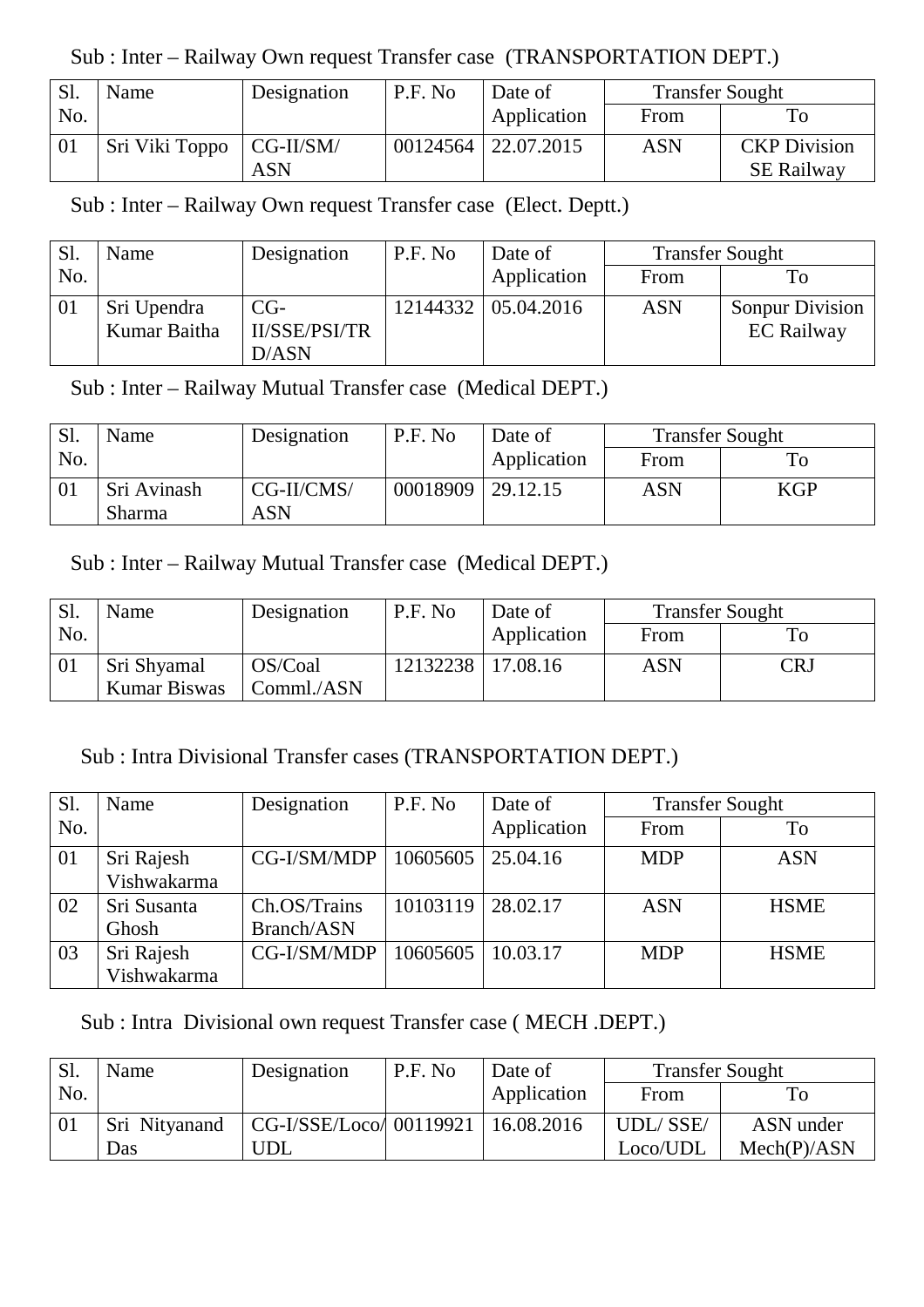Sub : Inter – Railway Own request Transfer case (TRANSPORTATION DEPT.)

| Sl. No. | Name | Designation | P.F. No | Date of Application | Transfer Sought | |
|---|---|---|---|---|---|---|
| | | | | | From | To |
| 01 | Sri Viki Toppo | CG-II/SM/ ASN | 00124564 | 22.07.2015 | ASN | CKP Division SE Railway |

Sub : Inter – Railway Own request Transfer case (Elect. Deptt.)

| Sl. No. | Name | Designation | P.F. No | Date of Application | Transfer Sought | |
|---|---|---|---|---|---|---|
| | | | | | From | To |
| 01 | Sri Upendra Kumar Baitha | CG-II/SSE/PSI/TR D/ASN | 12144332 | 05.04.2016 | ASN | Sonpur Division EC Railway |

Sub : Inter – Railway Mutual Transfer case (Medical DEPT.)

| Sl. No. | Name | Designation | P.F. No | Date of Application | Transfer Sought | |
|---|---|---|---|---|---|---|
| | | | | | From | To |
| 01 | Sri Avinash Sharma | CG-II/CMS/ ASN | 00018909 | 29.12.15 | ASN | KGP |

Sub : Inter – Railway Mutual Transfer case (Medical DEPT.)

| Sl. No. | Name | Designation | P.F. No | Date of Application | Transfer Sought | |
|---|---|---|---|---|---|---|
| | | | | | From | To |
| 01 | Sri Shyamal Kumar Biswas | OS/Coal Comml./ASN | 12132238 | 17.08.16 | ASN | CRJ |

Sub : Intra Divisional Transfer cases (TRANSPORTATION DEPT.)

| Sl. No. | Name | Designation | P.F. No | Date of Application | Transfer Sought | |
|---|---|---|---|---|---|---|
| | | | | | From | To |
| 01 | Sri Rajesh Vishwakarma | CG-I/SM/MDP | 10605605 | 25.04.16 | MDP | ASN |
| 02 | Sri Susanta Ghosh | Ch.OS/Trains Branch/ASN | 10103119 | 28.02.17 | ASN | HSME |
| 03 | Sri Rajesh Vishwakarma | CG-I/SM/MDP | 10605605 | 10.03.17 | MDP | HSME |

Sub : Intra Divisional own request Transfer case ( MECH .DEPT.)

| Sl. No. | Name | Designation | P.F. No | Date of Application | Transfer Sought | |
|---|---|---|---|---|---|---|
| | | | | | From | To |
| 01 | Sri Nityanand Das | CG-I/SSE/Loco/ UDL | 00119921 | 16.08.2016 | UDL/ SSE/ Loco/UDL | ASN under Mech(P)/ASN |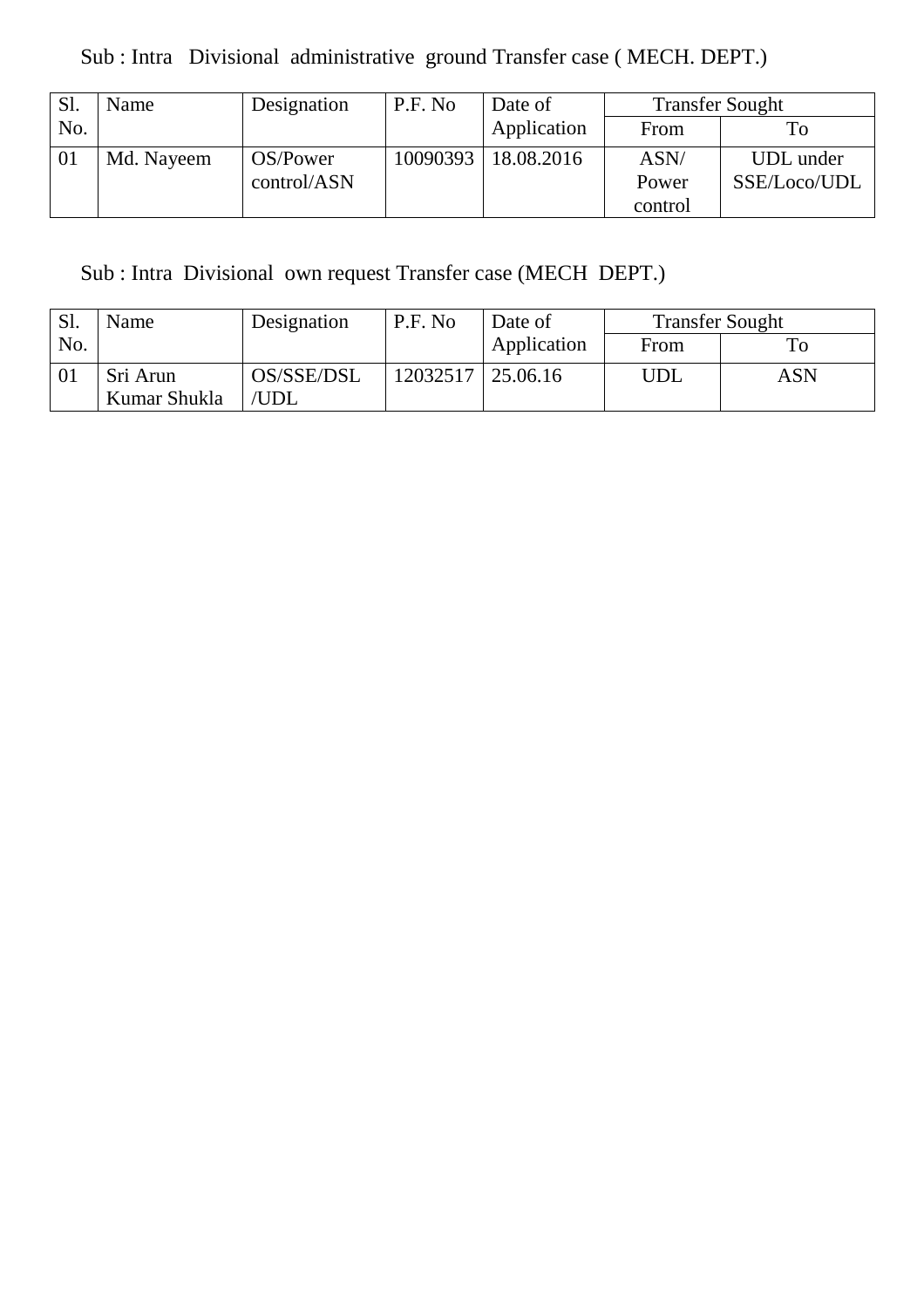Sub : Intra Divisional administrative ground Transfer case ( MECH. DEPT.)

| Sl. No. | Name | Designation | P.F. No | Date of Application | Transfer Sought | |
|---|---|---|---|---|---|---|
| | | | | | From | To |
| 01 | Md. Nayeem | OS/Power control/ASN | 10090393 | 18.08.2016 | ASN/ Power control | UDL under SSE/Loco/UDL |

Sub : Intra Divisional own request Transfer case (MECH DEPT.)

| Sl. No. | Name | Designation | P.F. No | Date of Application | Transfer Sought | |
|---|---|---|---|---|---|---|
| | | | | | From | To |
| 01 | Sri Arun Kumar Shukla | OS/SSE/DSL /UDL | 12032517 | 25.06.16 | UDL | ASN |